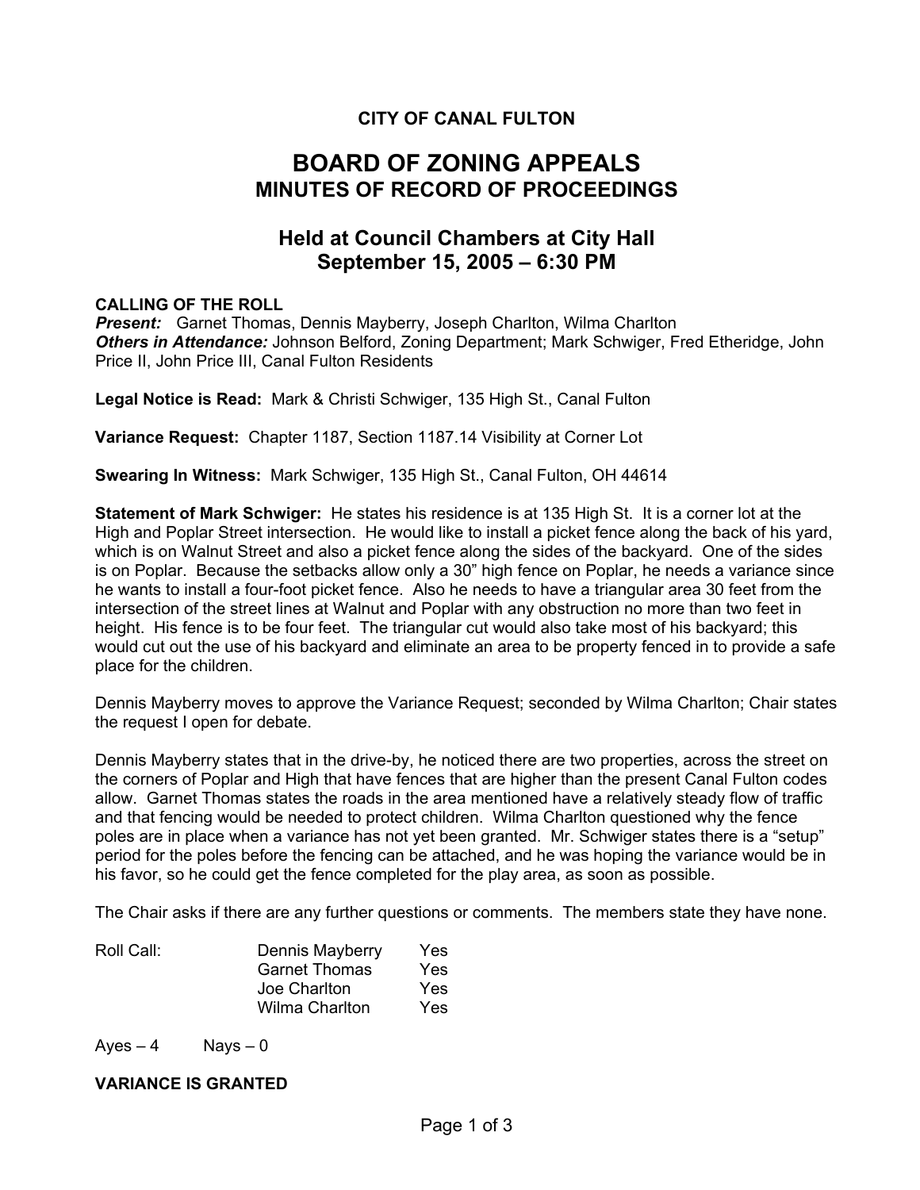**CITY OF CANAL FULTON**

# BOARD OF ZONING APPEALS

## MINUTES OF RECORD OF PROCEEDINGS

## Held at Council Chambers at City Hall
## September 15, 2005 – 6:30 PM

**CALLING OF THE ROLL**
***Present:*** Garnet Thomas, Dennis Mayberry, Joseph Charlton, Wilma Charlton
***Others in Attendance:*** Johnson Belford, Zoning Department; Mark Schwiger, Fred Etheridge, John Price II, John Price III, Canal Fulton Residents

**Legal Notice is Read:** Mark & Christi Schwiger, 135 High St., Canal Fulton

**Variance Request:** Chapter 1187, Section 1187.14 Visibility at Corner Lot

**Swearing In Witness:** Mark Schwiger, 135 High St., Canal Fulton, OH 44614

**Statement of Mark Schwiger:** He states his residence is at 135 High St. It is a corner lot at the High and Poplar Street intersection. He would like to install a picket fence along the back of his yard, which is on Walnut Street and also a picket fence along the sides of the backyard. One of the sides is on Poplar. Because the setbacks allow only a 30" high fence on Poplar, he needs a variance since he wants to install a four-foot picket fence. Also he needs to have a triangular area 30 feet from the intersection of the street lines at Walnut and Poplar with any obstruction no more than two feet in height. His fence is to be four feet. The triangular cut would also take most of his backyard; this would cut out the use of his backyard and eliminate an area to be property fenced in to provide a safe place for the children.

Dennis Mayberry moves to approve the Variance Request; seconded by Wilma Charlton; Chair states the request I open for debate.

Dennis Mayberry states that in the drive-by, he noticed there are two properties, across the street on the corners of Poplar and High that have fences that are higher than the present Canal Fulton codes allow. Garnet Thomas states the roads in the area mentioned have a relatively steady flow of traffic and that fencing would be needed to protect children. Wilma Charlton questioned why the fence poles are in place when a variance has not yet been granted. Mr. Schwiger states there is a "setup" period for the poles before the fencing can be attached, and he was hoping the variance would be in his favor, so he could get the fence completed for the play area, as soon as possible.

The Chair asks if there are any further questions or comments. The members state they have none.

| Roll Call: | | |
|---|---|---|
| | Dennis Mayberry | Yes |
| | Garnet Thomas | Yes |
| | Joe Charlton | Yes |
| | Wilma Charlton | Yes |

Ayes – 4 Nays – 0

**VARIANCE IS GRANTED**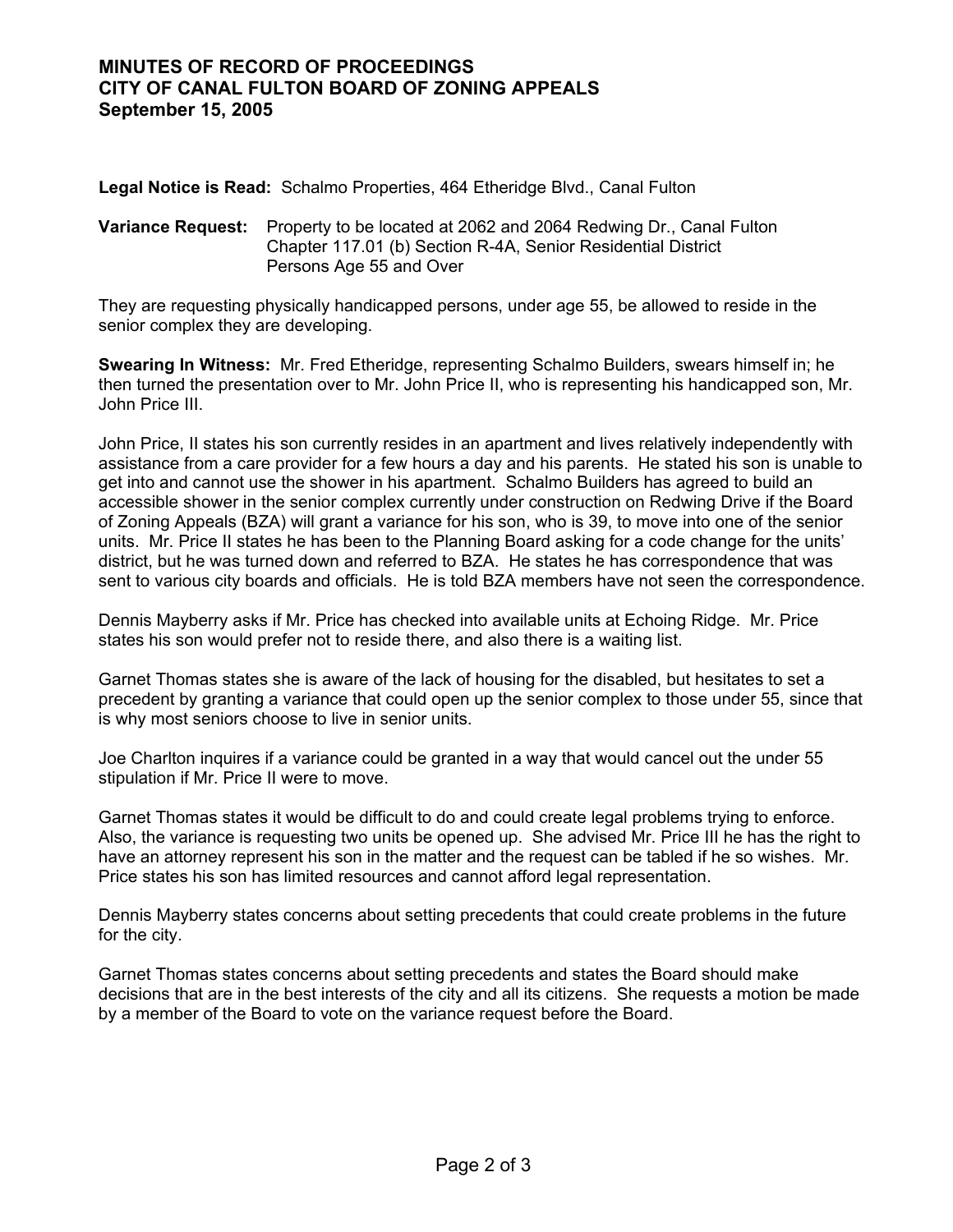**MINUTES OF RECORD OF PROCEEDINGS**
**CITY OF CANAL FULTON BOARD OF ZONING APPEALS**
**September 15, 2005**

**Legal Notice is Read:** Schalmo Properties, 464 Etheridge Blvd., Canal Fulton

**Variance Request:** Property to be located at 2062 and 2064 Redwing Dr., Canal Fulton
Chapter 117.01 (b) Section R-4A, Senior Residential District
Persons Age 55 and Over

They are requesting physically handicapped persons, under age 55, be allowed to reside in the senior complex they are developing.

**Swearing In Witness:** Mr. Fred Etheridge, representing Schalmo Builders, swears himself in; he then turned the presentation over to Mr. John Price II, who is representing his handicapped son, Mr. John Price III.

John Price, II states his son currently resides in an apartment and lives relatively independently with assistance from a care provider for a few hours a day and his parents. He stated his son is unable to get into and cannot use the shower in his apartment. Schalmo Builders has agreed to build an accessible shower in the senior complex currently under construction on Redwing Drive if the Board of Zoning Appeals (BZA) will grant a variance for his son, who is 39, to move into one of the senior units. Mr. Price II states he has been to the Planning Board asking for a code change for the units' district, but he was turned down and referred to BZA. He states he has correspondence that was sent to various city boards and officials. He is told BZA members have not seen the correspondence.

Dennis Mayberry asks if Mr. Price has checked into available units at Echoing Ridge. Mr. Price states his son would prefer not to reside there, and also there is a waiting list.

Garnet Thomas states she is aware of the lack of housing for the disabled, but hesitates to set a precedent by granting a variance that could open up the senior complex to those under 55, since that is why most seniors choose to live in senior units.

Joe Charlton inquires if a variance could be granted in a way that would cancel out the under 55 stipulation if Mr. Price II were to move.

Garnet Thomas states it would be difficult to do and could create legal problems trying to enforce. Also, the variance is requesting two units be opened up. She advised Mr. Price III he has the right to have an attorney represent his son in the matter and the request can be tabled if he so wishes. Mr. Price states his son has limited resources and cannot afford legal representation.

Dennis Mayberry states concerns about setting precedents that could create problems in the future for the city.

Garnet Thomas states concerns about setting precedents and states the Board should make decisions that are in the best interests of the city and all its citizens. She requests a motion be made by a member of the Board to vote on the variance request before the Board.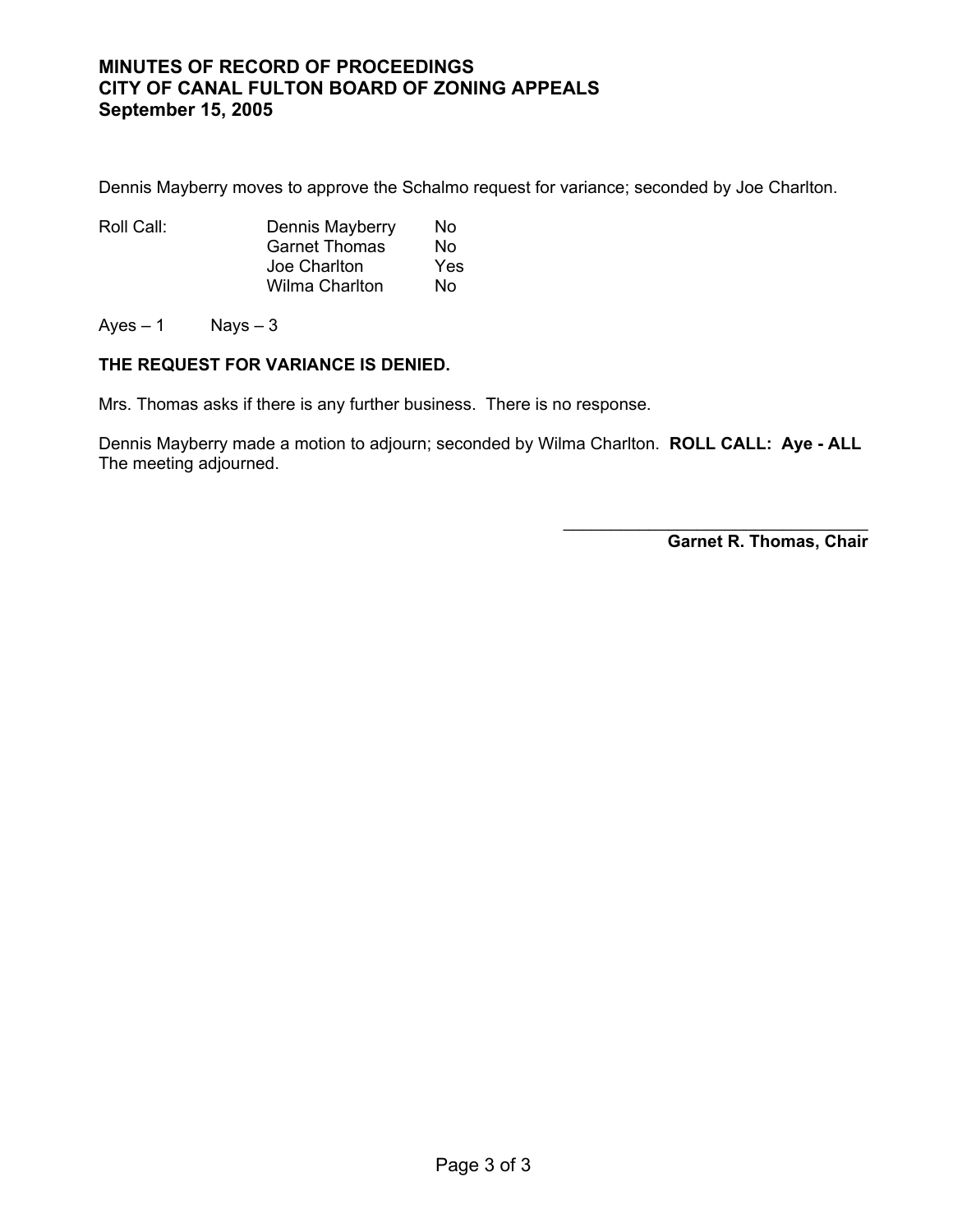Dennis Mayberry moves to approve the Schalmo request for variance; seconded by Joe Charlton.

| | | |
|---|---|---|
| Roll Call: | Dennis Mayberry | No |
| | Garnet Thomas | No |
| | Joe Charlton | Yes |
| | Wilma Charlton | No |

Ayes – 1 Nays – 3

**THE REQUEST FOR VARIANCE IS DENIED.**

Mrs. Thomas asks if there is any further business. There is no response.

Dennis Mayberry made a motion to adjourn; seconded by Wilma Charlton. **ROLL CALL: Aye - ALL**
The meeting adjourned.

\_\_\_\_\_\_\_\_\_\_\_\_\_\_\_\_\_\_\_\_\_\_\_\_\_\_\_\_\_\_\_\_\_
**Garnet R. Thomas, Chair**